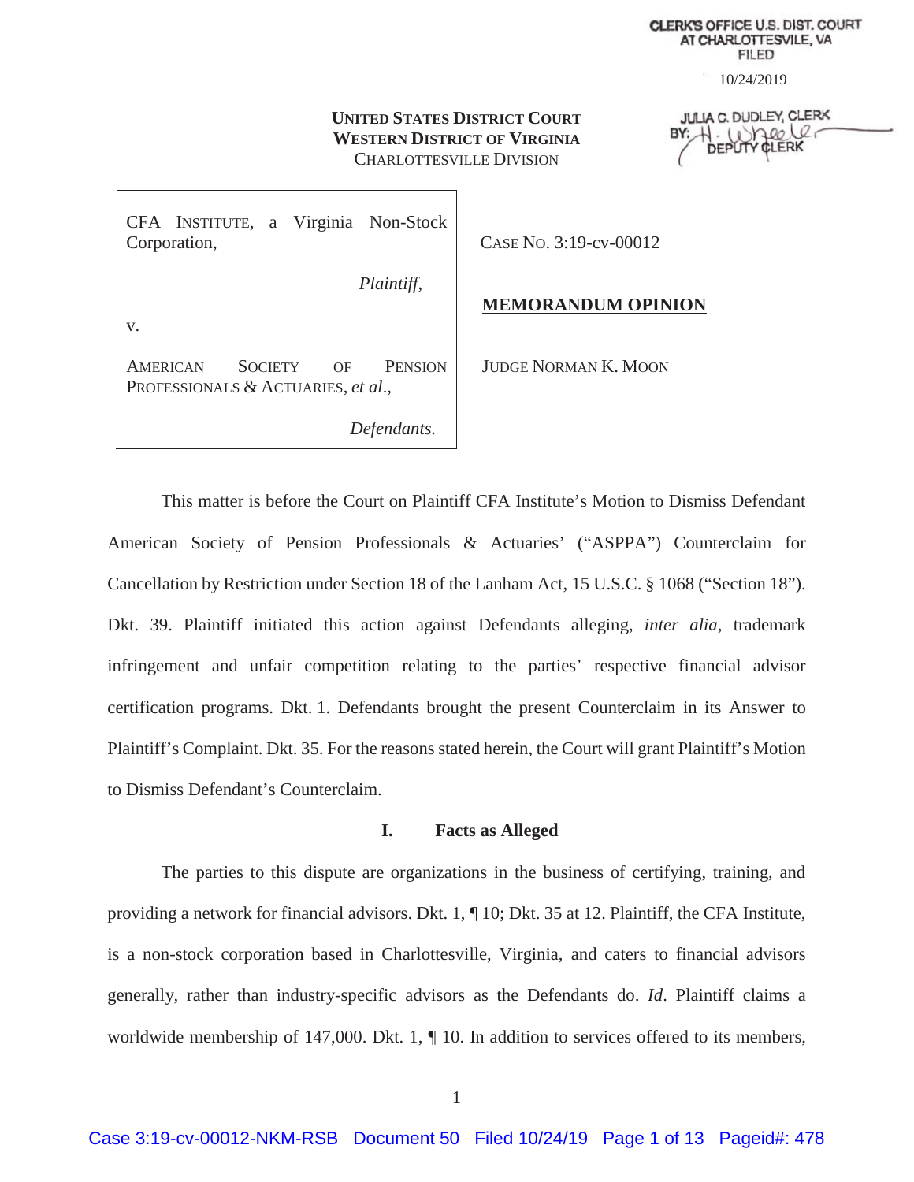CLERK'S OFFICE U.S. DIST. COURT
AT CHARLOTTESVILE, VA
FILED

10/24/2019

JULIA C. DUDLEY, CLERK
BY: H. Wheeler
DEPUTY CLERK

**UNITED STATES DISTRICT COURT**
**WESTERN DISTRICT OF VIRGINIA**
CHARLOTTESVILLE DIVISION

| | |
|---|---|
| CFA INSTITUTE, a Virginia Non-Stock Corporation, | CASE NO. 3:19-cv-00012 |
| *Plaintiff*, | |
| v. | **MEMORANDUM OPINION** |
| AMERICAN SOCIETY OF PENSION PROFESSIONALS & ACTUARIES, *et al*., | JUDGE NORMAN K. MOON |
| *Defendants.* | |

This matter is before the Court on Plaintiff CFA Institute's Motion to Dismiss Defendant American Society of Pension Professionals & Actuaries' ("ASPPA") Counterclaim for Cancellation by Restriction under Section 18 of the Lanham Act, 15 U.S.C. § 1068 ("Section 18"). Dkt. 39. Plaintiff initiated this action against Defendants alleging, *inter alia*, trademark infringement and unfair competition relating to the parties' respective financial advisor certification programs. Dkt. 1. Defendants brought the present Counterclaim in its Answer to Plaintiff's Complaint. Dkt. 35. For the reasons stated herein, the Court will grant Plaintiff's Motion to Dismiss Defendant's Counterclaim.

## I. Facts as Alleged

The parties to this dispute are organizations in the business of certifying, training, and providing a network for financial advisors. Dkt. 1, ¶ 10; Dkt. 35 at 12. Plaintiff, the CFA Institute, is a non-stock corporation based in Charlottesville, Virginia, and caters to financial advisors generally, rather than industry-specific advisors as the Defendants do. *Id.* Plaintiff claims a worldwide membership of 147,000. Dkt. 1, ¶ 10. In addition to services offered to its members,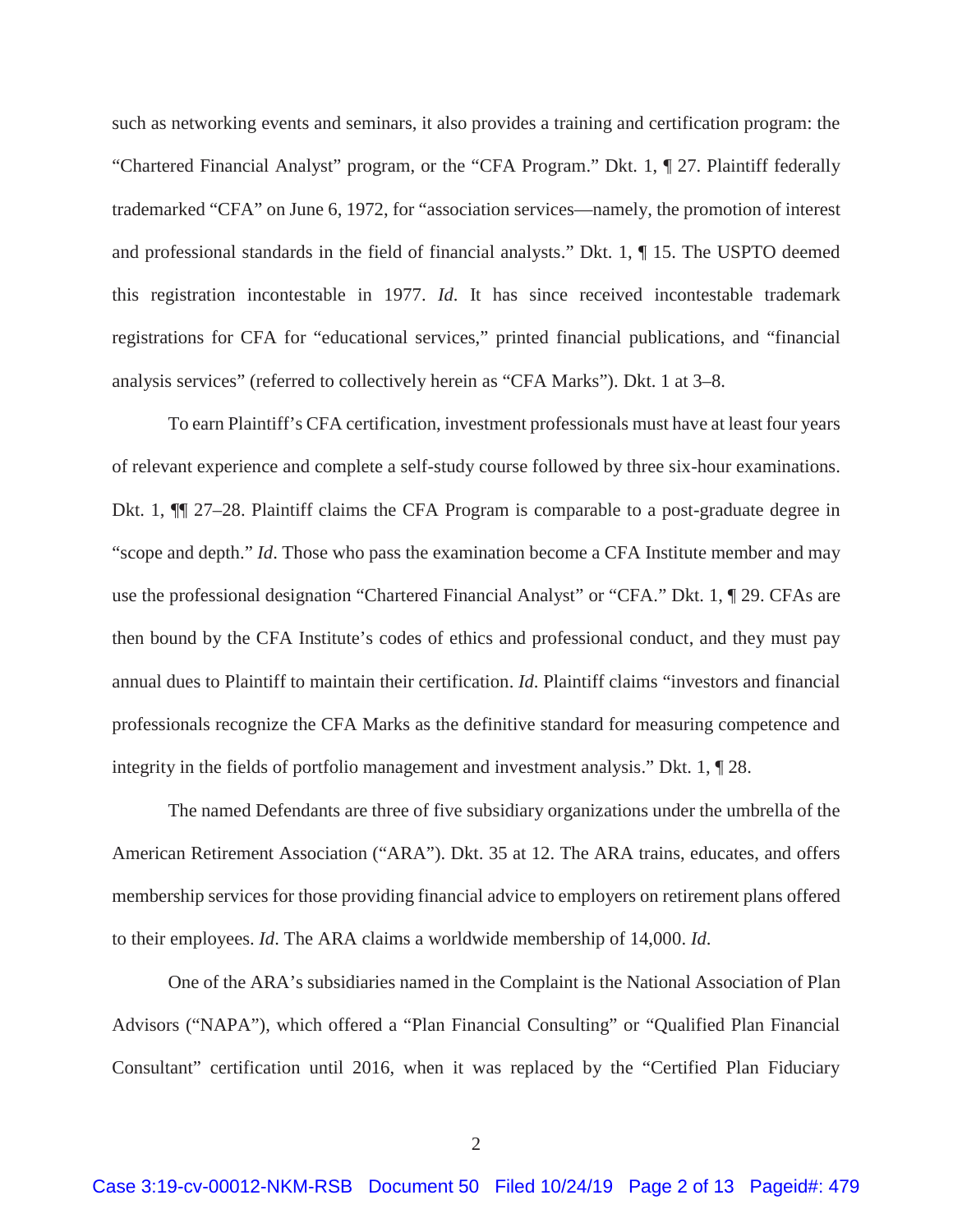such as networking events and seminars, it also provides a training and certification program: the "Chartered Financial Analyst" program, or the "CFA Program." Dkt. 1, ¶ 27. Plaintiff federally trademarked "CFA" on June 6, 1972, for "association services—namely, the promotion of interest and professional standards in the field of financial analysts." Dkt. 1, ¶ 15. The USPTO deemed this registration incontestable in 1977. *Id*. It has since received incontestable trademark registrations for CFA for "educational services," printed financial publications, and "financial analysis services" (referred to collectively herein as "CFA Marks"). Dkt. 1 at 3–8.

To earn Plaintiff's CFA certification, investment professionals must have at least four years of relevant experience and complete a self-study course followed by three six-hour examinations. Dkt. 1, ¶¶ 27–28. Plaintiff claims the CFA Program is comparable to a post-graduate degree in "scope and depth." *Id*. Those who pass the examination become a CFA Institute member and may use the professional designation "Chartered Financial Analyst" or "CFA." Dkt. 1, ¶ 29. CFAs are then bound by the CFA Institute's codes of ethics and professional conduct, and they must pay annual dues to Plaintiff to maintain their certification. *Id*. Plaintiff claims "investors and financial professionals recognize the CFA Marks as the definitive standard for measuring competence and integrity in the fields of portfolio management and investment analysis." Dkt. 1, ¶ 28.

The named Defendants are three of five subsidiary organizations under the umbrella of the American Retirement Association ("ARA"). Dkt. 35 at 12. The ARA trains, educates, and offers membership services for those providing financial advice to employers on retirement plans offered to their employees. *Id*. The ARA claims a worldwide membership of 14,000. *Id*.

One of the ARA's subsidiaries named in the Complaint is the National Association of Plan Advisors ("NAPA"), which offered a "Plan Financial Consulting" or "Qualified Plan Financial Consultant" certification until 2016, when it was replaced by the "Certified Plan Fiduciary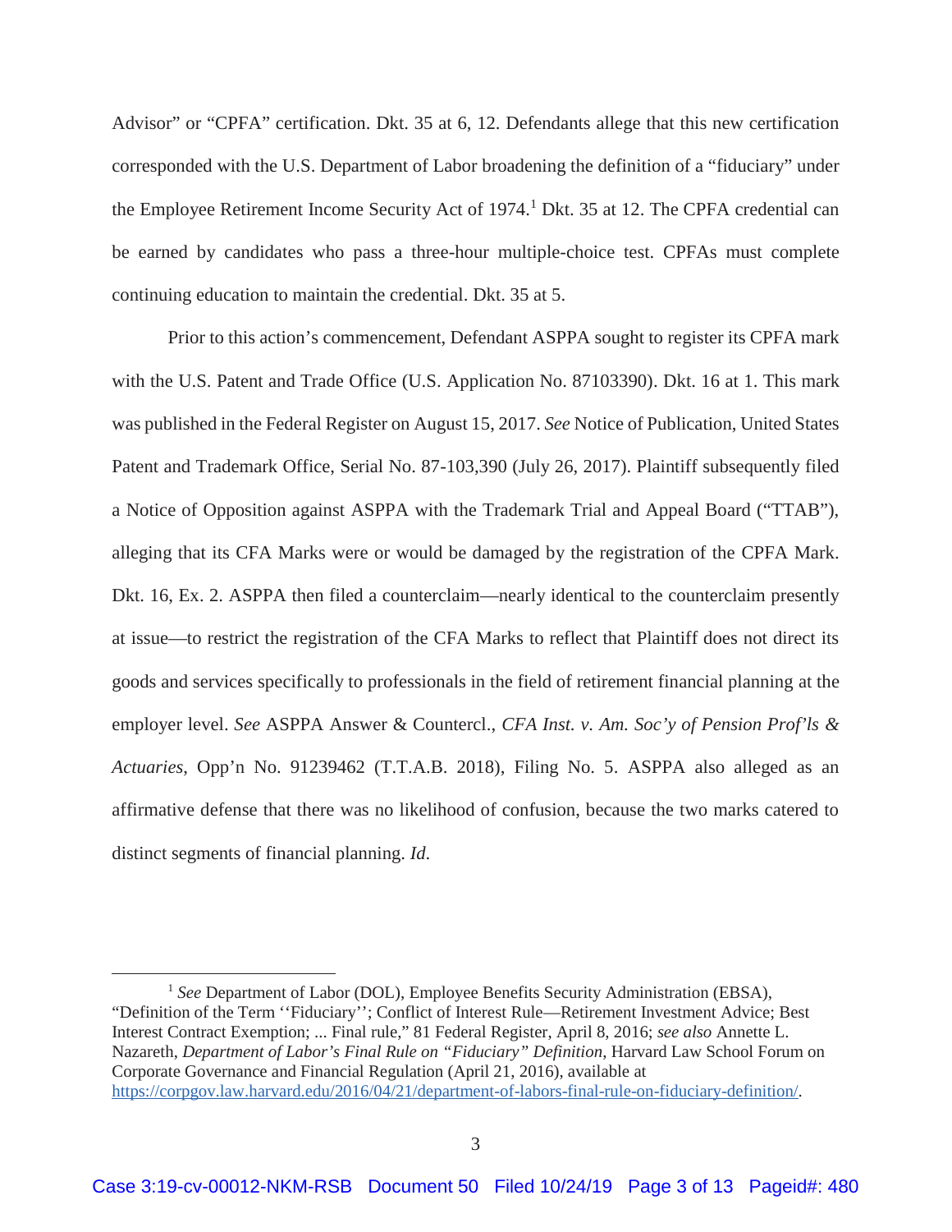Advisor" or "CPFA" certification. Dkt. 35 at 6, 12. Defendants allege that this new certification corresponded with the U.S. Department of Labor broadening the definition of a "fiduciary" under the Employee Retirement Income Security Act of 1974.[1] Dkt. 35 at 12. The CPFA credential can be earned by candidates who pass a three-hour multiple-choice test. CPFAs must complete continuing education to maintain the credential. Dkt. 35 at 5.

Prior to this action's commencement, Defendant ASPPA sought to register its CPFA mark with the U.S. Patent and Trade Office (U.S. Application No. 87103390). Dkt. 16 at 1. This mark was published in the Federal Register on August 15, 2017. *See* Notice of Publication, United States Patent and Trademark Office, Serial No. 87-103,390 (July 26, 2017). Plaintiff subsequently filed a Notice of Opposition against ASPPA with the Trademark Trial and Appeal Board ("TTAB"), alleging that its CFA Marks were or would be damaged by the registration of the CPFA Mark. Dkt. 16, Ex. 2. ASPPA then filed a counterclaim—nearly identical to the counterclaim presently at issue—to restrict the registration of the CFA Marks to reflect that Plaintiff does not direct its goods and services specifically to professionals in the field of retirement financial planning at the employer level. *See* ASPPA Answer & Countercl., *CFA Inst. v. Am. Soc'y of Pension Prof'ls & Actuaries*, Opp'n No. 91239462 (T.T.A.B. 2018), Filing No. 5. ASPPA also alleged as an affirmative defense that there was no likelihood of confusion, because the two marks catered to distinct segments of financial planning. *Id.*

---

[1] *See* Department of Labor (DOL), Employee Benefits Security Administration (EBSA), "Definition of the Term ''Fiduciary''; Conflict of Interest Rule—Retirement Investment Advice; Best Interest Contract Exemption; ... Final rule," 81 Federal Register, April 8, 2016; *see also* Annette L. Nazareth, *Department of Labor's Final Rule on "Fiduciary" Definition,* Harvard Law School Forum on Corporate Governance and Financial Regulation (April 21, 2016), available at https://corpgov.law.harvard.edu/2016/04/21/department-of-labors-final-rule-on-fiduciary-definition/.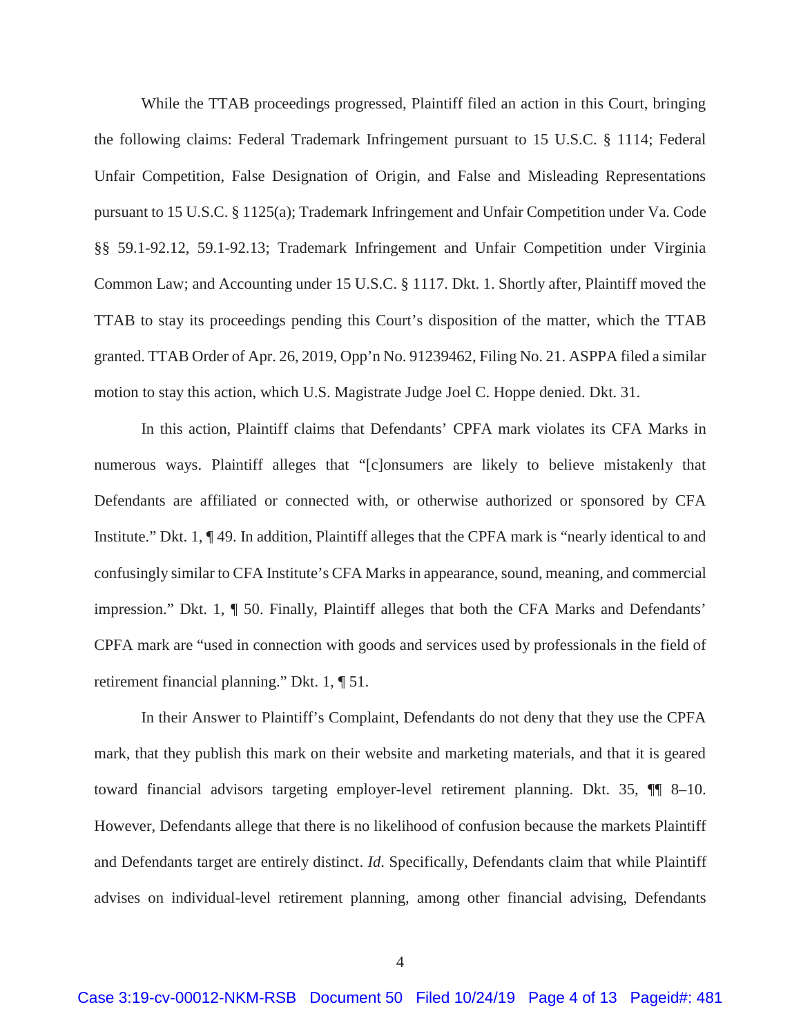While the TTAB proceedings progressed, Plaintiff filed an action in this Court, bringing the following claims: Federal Trademark Infringement pursuant to 15 U.S.C. § 1114; Federal Unfair Competition, False Designation of Origin, and False and Misleading Representations pursuant to 15 U.S.C. § 1125(a); Trademark Infringement and Unfair Competition under Va. Code §§ 59.1-92.12, 59.1-92.13; Trademark Infringement and Unfair Competition under Virginia Common Law; and Accounting under 15 U.S.C. § 1117. Dkt. 1. Shortly after, Plaintiff moved the TTAB to stay its proceedings pending this Court's disposition of the matter, which the TTAB granted. TTAB Order of Apr. 26, 2019, Opp'n No. 91239462, Filing No. 21. ASPPA filed a similar motion to stay this action, which U.S. Magistrate Judge Joel C. Hoppe denied. Dkt. 31.

In this action, Plaintiff claims that Defendants' CPFA mark violates its CFA Marks in numerous ways. Plaintiff alleges that "[c]onsumers are likely to believe mistakenly that Defendants are affiliated or connected with, or otherwise authorized or sponsored by CFA Institute." Dkt. 1, ¶ 49. In addition, Plaintiff alleges that the CPFA mark is "nearly identical to and confusingly similar to CFA Institute's CFA Marks in appearance, sound, meaning, and commercial impression." Dkt. 1, ¶ 50. Finally, Plaintiff alleges that both the CFA Marks and Defendants' CPFA mark are "used in connection with goods and services used by professionals in the field of retirement financial planning." Dkt. 1, ¶ 51.

In their Answer to Plaintiff's Complaint, Defendants do not deny that they use the CPFA mark, that they publish this mark on their website and marketing materials, and that it is geared toward financial advisors targeting employer-level retirement planning. Dkt. 35, ¶¶ 8–10. However, Defendants allege that there is no likelihood of confusion because the markets Plaintiff and Defendants target are entirely distinct. *Id.* Specifically, Defendants claim that while Plaintiff advises on individual-level retirement planning, among other financial advising, Defendants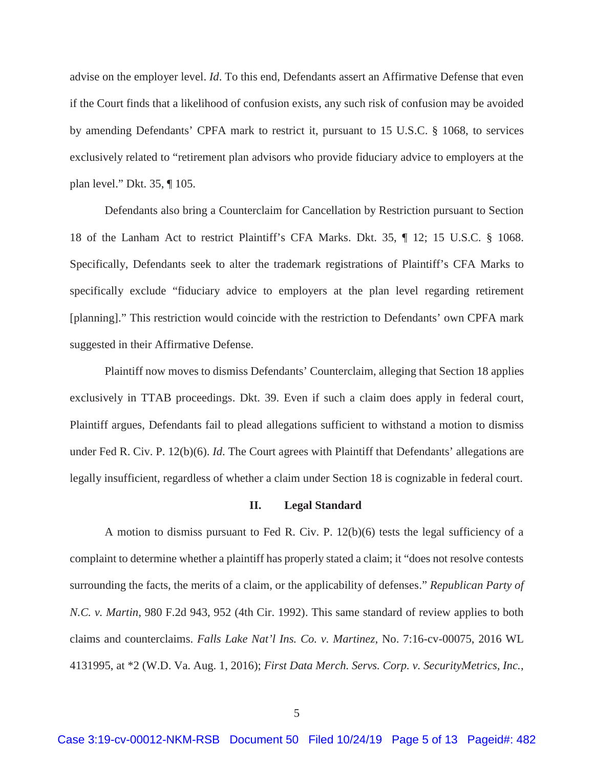advise on the employer level. *Id*. To this end, Defendants assert an Affirmative Defense that even if the Court finds that a likelihood of confusion exists, any such risk of confusion may be avoided by amending Defendants' CPFA mark to restrict it, pursuant to 15 U.S.C. § 1068, to services exclusively related to "retirement plan advisors who provide fiduciary advice to employers at the plan level." Dkt. 35, ¶ 105.

Defendants also bring a Counterclaim for Cancellation by Restriction pursuant to Section 18 of the Lanham Act to restrict Plaintiff's CFA Marks. Dkt. 35, ¶ 12; 15 U.S.C. § 1068. Specifically, Defendants seek to alter the trademark registrations of Plaintiff's CFA Marks to specifically exclude "fiduciary advice to employers at the plan level regarding retirement [planning]." This restriction would coincide with the restriction to Defendants' own CPFA mark suggested in their Affirmative Defense.

Plaintiff now moves to dismiss Defendants' Counterclaim, alleging that Section 18 applies exclusively in TTAB proceedings. Dkt. 39. Even if such a claim does apply in federal court, Plaintiff argues, Defendants fail to plead allegations sufficient to withstand a motion to dismiss under Fed R. Civ. P. 12(b)(6). *Id*. The Court agrees with Plaintiff that Defendants' allegations are legally insufficient, regardless of whether a claim under Section 18 is cognizable in federal court.

## II. Legal Standard

A motion to dismiss pursuant to Fed R. Civ. P. 12(b)(6) tests the legal sufficiency of a complaint to determine whether a plaintiff has properly stated a claim; it "does not resolve contests surrounding the facts, the merits of a claim, or the applicability of defenses." *Republican Party of N.C. v. Martin*, 980 F.2d 943, 952 (4th Cir. 1992). This same standard of review applies to both claims and counterclaims. *Falls Lake Nat'l Ins. Co. v. Martinez*, No. 7:16-cv-00075, 2016 WL 4131995, at *2 (W.D. Va. Aug. 1, 2016); *First Data Merch. Servs. Corp. v. SecurityMetrics, Inc.*,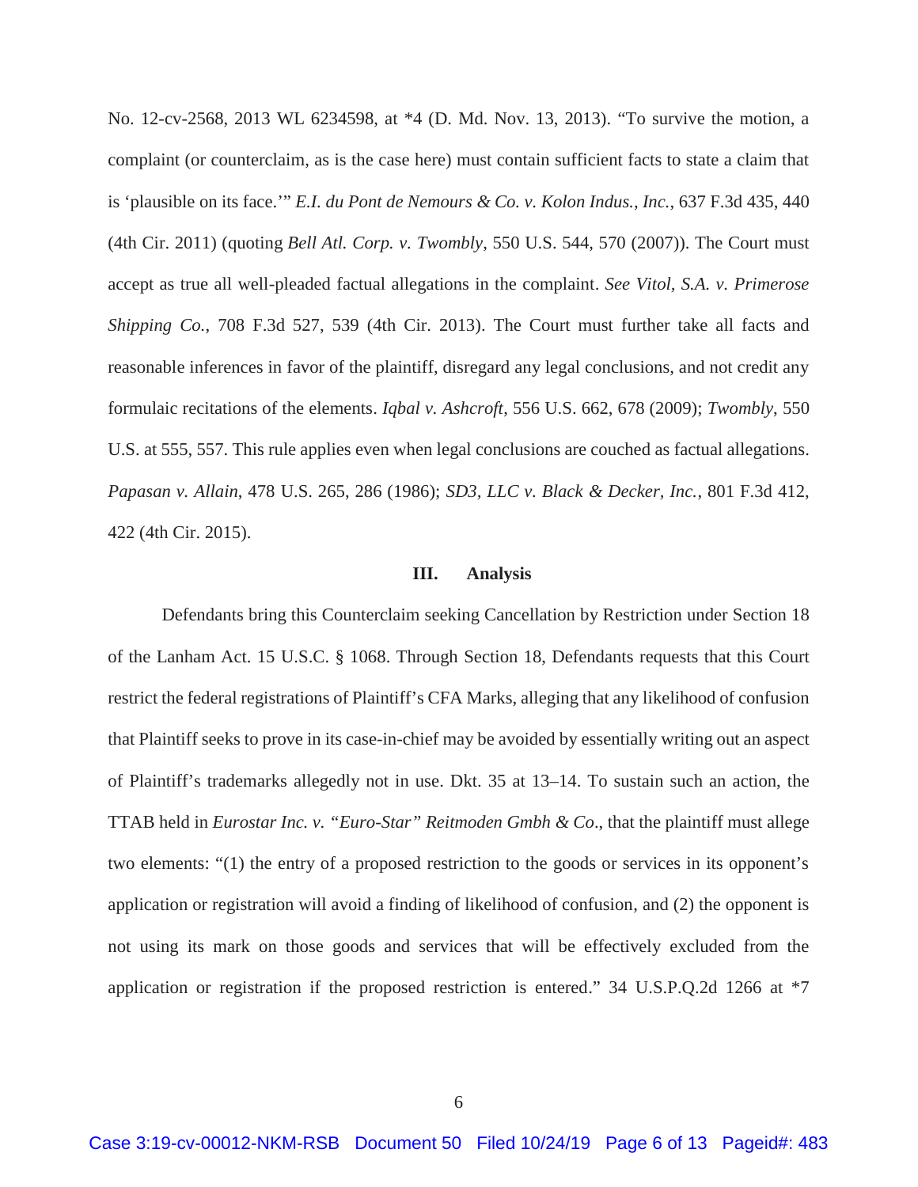No. 12-cv-2568, 2013 WL 6234598, at *4 (D. Md. Nov. 13, 2013). "To survive the motion, a complaint (or counterclaim, as is the case here) must contain sufficient facts to state a claim that is 'plausible on its face.'" *E.I. du Pont de Nemours & Co. v. Kolon Indus., Inc.*, 637 F.3d 435, 440 (4th Cir. 2011) (quoting *Bell Atl. Corp. v. Twombly*, 550 U.S. 544, 570 (2007)). The Court must accept as true all well-pleaded factual allegations in the complaint. *See Vitol, S.A. v. Primerose Shipping Co.*, 708 F.3d 527, 539 (4th Cir. 2013). The Court must further take all facts and reasonable inferences in favor of the plaintiff, disregard any legal conclusions, and not credit any formulaic recitations of the elements. *Iqbal v. Ashcroft*, 556 U.S. 662, 678 (2009); *Twombly*, 550 U.S. at 555, 557. This rule applies even when legal conclusions are couched as factual allegations. *Papasan v. Allain*, 478 U.S. 265, 286 (1986); *SD3, LLC v. Black & Decker, Inc.*, 801 F.3d 412, 422 (4th Cir. 2015).

## III. Analysis

Defendants bring this Counterclaim seeking Cancellation by Restriction under Section 18 of the Lanham Act. 15 U.S.C. § 1068. Through Section 18, Defendants requests that this Court restrict the federal registrations of Plaintiff's CFA Marks, alleging that any likelihood of confusion that Plaintiff seeks to prove in its case-in-chief may be avoided by essentially writing out an aspect of Plaintiff's trademarks allegedly not in use. Dkt. 35 at 13–14. To sustain such an action, the TTAB held in *Eurostar Inc. v. "Euro-Star" Reitmoden Gmbh & Co*., that the plaintiff must allege two elements: "(1) the entry of a proposed restriction to the goods or services in its opponent's application or registration will avoid a finding of likelihood of confusion, and (2) the opponent is not using its mark on those goods and services that will be effectively excluded from the application or registration if the proposed restriction is entered." 34 U.S.P.Q.2d 1266 at *7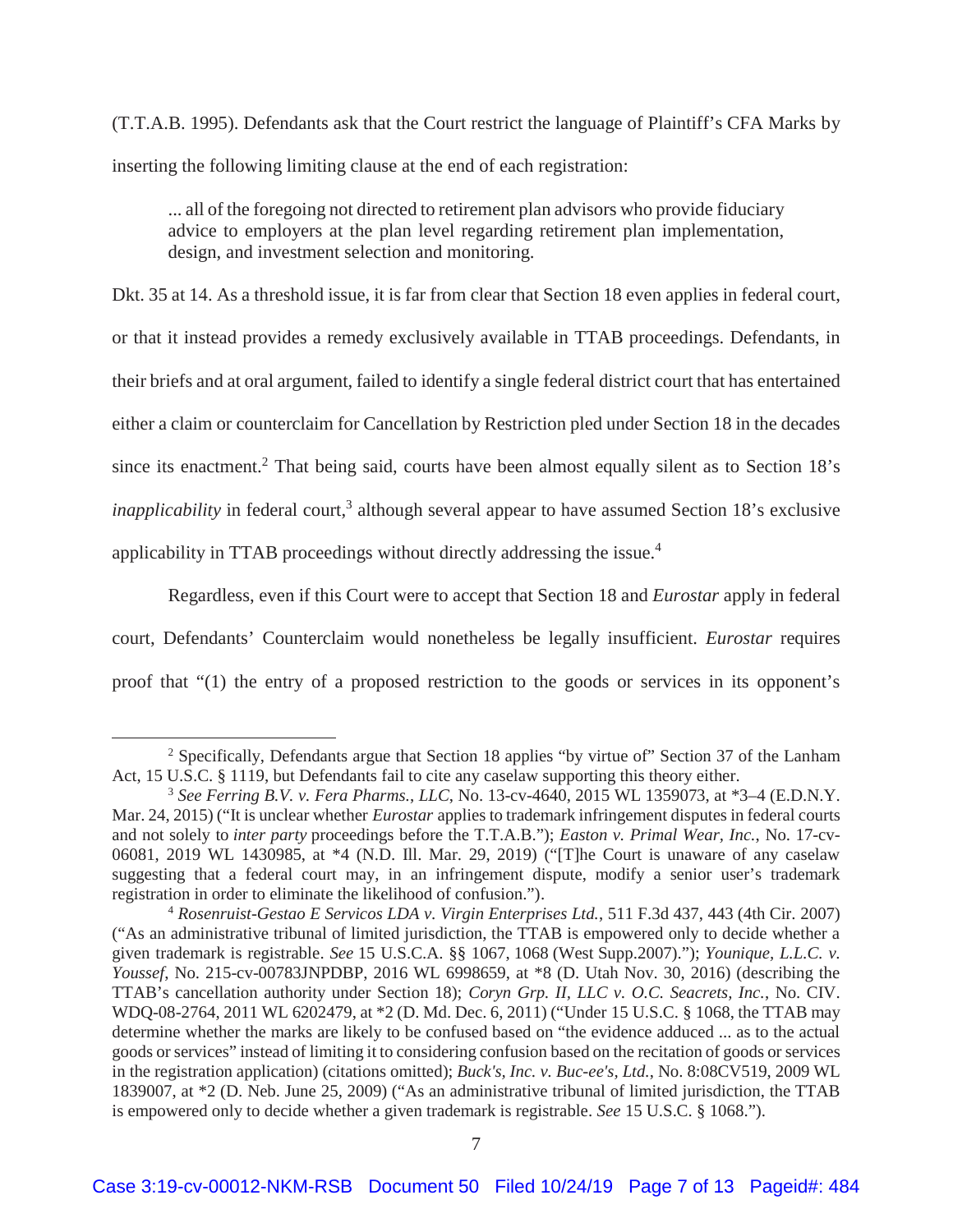(T.T.A.B. 1995). Defendants ask that the Court restrict the language of Plaintiff's CFA Marks by inserting the following limiting clause at the end of each registration:

> ... all of the foregoing not directed to retirement plan advisors who provide fiduciary advice to employers at the plan level regarding retirement plan implementation, design, and investment selection and monitoring.

Dkt. 35 at 14. As a threshold issue, it is far from clear that Section 18 even applies in federal court, or that it instead provides a remedy exclusively available in TTAB proceedings. Defendants, in their briefs and at oral argument, failed to identify a single federal district court that has entertained either a claim or counterclaim for Cancellation by Restriction pled under Section 18 in the decades since its enactment.[2] That being said, courts have been almost equally silent as to Section 18's *inapplicability* in federal court,[3] although several appear to have assumed Section 18's exclusive applicability in TTAB proceedings without directly addressing the issue.[4]

Regardless, even if this Court were to accept that Section 18 and *Eurostar* apply in federal court, Defendants' Counterclaim would nonetheless be legally insufficient. *Eurostar* requires proof that "(1) the entry of a proposed restriction to the goods or services in its opponent's

---

[2] Specifically, Defendants argue that Section 18 applies "by virtue of" Section 37 of the Lanham Act, 15 U.S.C. § 1119, but Defendants fail to cite any caselaw supporting this theory either.

[3] *See Ferring B.V. v. Fera Pharms., LLC*, No. 13-cv-4640, 2015 WL 1359073, at *3–4 (E.D.N.Y. Mar. 24, 2015) ("It is unclear whether *Eurostar* applies to trademark infringement disputes in federal courts and not solely to *inter party* proceedings before the T.T.A.B."); *Easton v. Primal Wear, Inc.*, No. 17-cv-06081, 2019 WL 1430985, at *4 (N.D. Ill. Mar. 29, 2019) ("[T]he Court is unaware of any caselaw suggesting that a federal court may, in an infringement dispute, modify a senior user's trademark registration in order to eliminate the likelihood of confusion.").

[4] *Rosenruist-Gestao E Servicos LDA v. Virgin Enterprises Ltd.*, 511 F.3d 437, 443 (4th Cir. 2007) ("As an administrative tribunal of limited jurisdiction, the TTAB is empowered only to decide whether a given trademark is registrable. *See* 15 U.S.C.A. §§ 1067, 1068 (West Supp.2007)."); *Younique, L.L.C. v. Youssef*, No. 215-cv-00783JNPDBP, 2016 WL 6998659, at *8 (D. Utah Nov. 30, 2016) (describing the TTAB's cancellation authority under Section 18); *Coryn Grp. II, LLC v. O.C. Seacrets, Inc.*, No. CIV. WDQ-08-2764, 2011 WL 6202479, at *2 (D. Md. Dec. 6, 2011) ("Under 15 U.S.C. § 1068, the TTAB may determine whether the marks are likely to be confused based on "the evidence adduced ... as to the actual goods or services" instead of limiting it to considering confusion based on the recitation of goods or services in the registration application) (citations omitted); *Buck's, Inc. v. Buc-ee's, Ltd.*, No. 8:08CV519, 2009 WL 1839007, at *2 (D. Neb. June 25, 2009) ("As an administrative tribunal of limited jurisdiction, the TTAB is empowered only to decide whether a given trademark is registrable. *See* 15 U.S.C. § 1068.").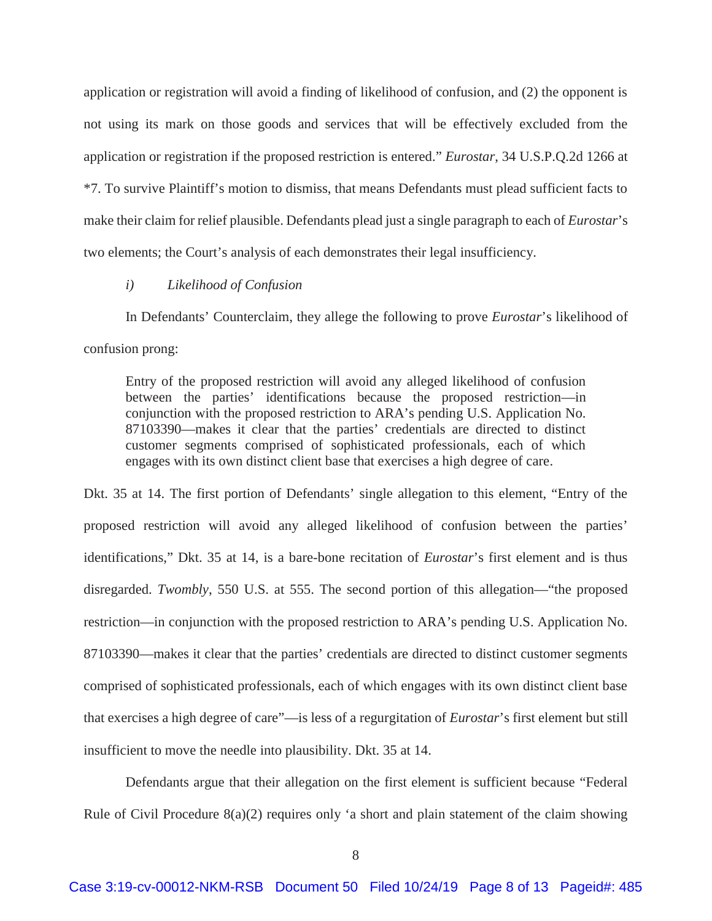application or registration will avoid a finding of likelihood of confusion, and (2) the opponent is not using its mark on those goods and services that will be effectively excluded from the application or registration if the proposed restriction is entered." *Eurostar*, 34 U.S.P.Q.2d 1266 at *7. To survive Plaintiff's motion to dismiss, that means Defendants must plead sufficient facts to make their claim for relief plausible. Defendants plead just a single paragraph to each of *Eurostar*'s two elements; the Court's analysis of each demonstrates their legal insufficiency.

*i) Likelihood of Confusion*

In Defendants' Counterclaim, they allege the following to prove *Eurostar*'s likelihood of confusion prong:

> Entry of the proposed restriction will avoid any alleged likelihood of confusion between the parties' identifications because the proposed restriction—in conjunction with the proposed restriction to ARA's pending U.S. Application No. 87103390—makes it clear that the parties' credentials are directed to distinct customer segments comprised of sophisticated professionals, each of which engages with its own distinct client base that exercises a high degree of care.

Dkt. 35 at 14. The first portion of Defendants' single allegation to this element, "Entry of the proposed restriction will avoid any alleged likelihood of confusion between the parties' identifications," Dkt. 35 at 14, is a bare-bone recitation of *Eurostar*'s first element and is thus disregarded. *Twombly*, 550 U.S. at 555. The second portion of this allegation—"the proposed restriction—in conjunction with the proposed restriction to ARA's pending U.S. Application No. 87103390—makes it clear that the parties' credentials are directed to distinct customer segments comprised of sophisticated professionals, each of which engages with its own distinct client base that exercises a high degree of care"—is less of a regurgitation of *Eurostar*'s first element but still insufficient to move the needle into plausibility. Dkt. 35 at 14.

Defendants argue that their allegation on the first element is sufficient because "Federal Rule of Civil Procedure 8(a)(2) requires only 'a short and plain statement of the claim showing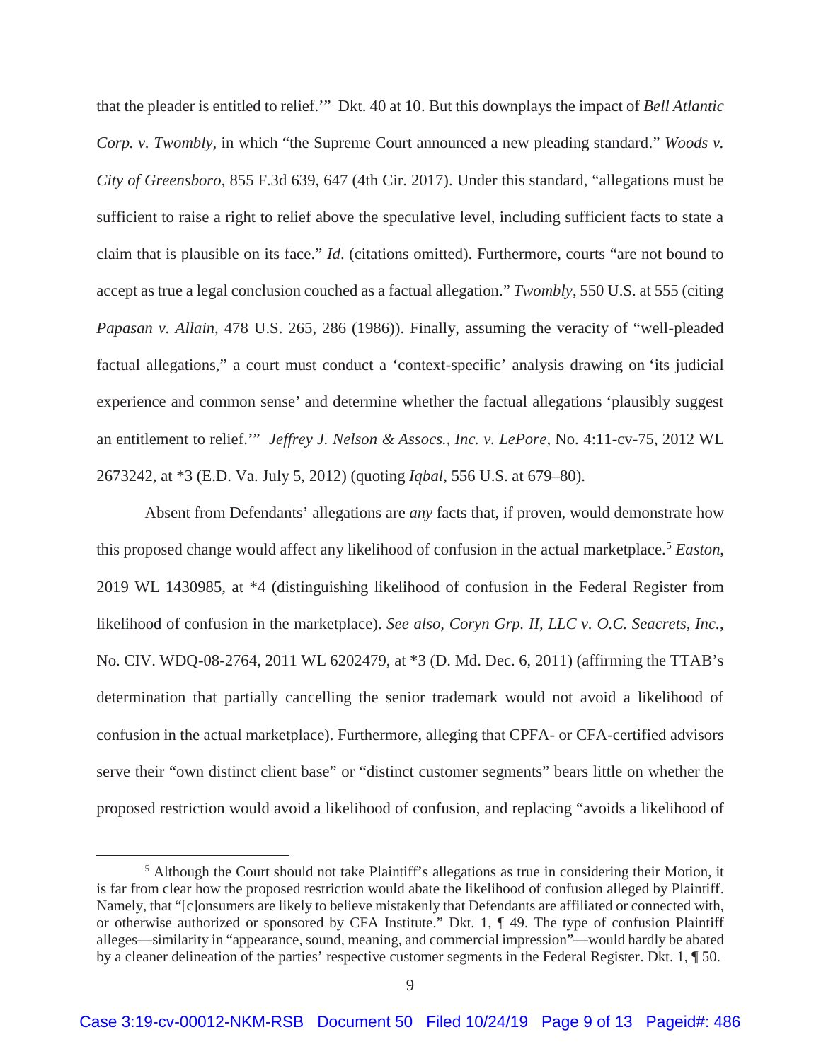that the pleader is entitled to relief.'" Dkt. 40 at 10. But this downplays the impact of *Bell Atlantic Corp. v. Twombly*, in which "the Supreme Court announced a new pleading standard." *Woods v. City of Greensboro*, 855 F.3d 639, 647 (4th Cir. 2017). Under this standard, "allegations must be sufficient to raise a right to relief above the speculative level, including sufficient facts to state a claim that is plausible on its face." *Id*. (citations omitted). Furthermore, courts "are not bound to accept as true a legal conclusion couched as a factual allegation." *Twombly*, 550 U.S. at 555 (citing *Papasan v. Allain*, 478 U.S. 265, 286 (1986)). Finally, assuming the veracity of "well-pleaded factual allegations," a court must conduct a 'context-specific' analysis drawing on 'its judicial experience and common sense' and determine whether the factual allegations 'plausibly suggest an entitlement to relief.'" *Jeffrey J. Nelson & Assocs., Inc. v. LePore*, No. 4:11-cv-75, 2012 WL 2673242, at *3 (E.D. Va. July 5, 2012) (quoting *Iqbal*, 556 U.S. at 679–80).

Absent from Defendants' allegations are *any* facts that, if proven, would demonstrate how this proposed change would affect any likelihood of confusion in the actual marketplace.[5] *Easton*, 2019 WL 1430985, at *4 (distinguishing likelihood of confusion in the Federal Register from likelihood of confusion in the marketplace). *See also*, *Coryn Grp. II, LLC v. O.C. Seacrets, Inc.*, No. CIV. WDQ-08-2764, 2011 WL 6202479, at *3 (D. Md. Dec. 6, 2011) (affirming the TTAB's determination that partially cancelling the senior trademark would not avoid a likelihood of confusion in the actual marketplace). Furthermore, alleging that CPFA- or CFA-certified advisors serve their "own distinct client base" or "distinct customer segments" bears little on whether the proposed restriction would avoid a likelihood of confusion, and replacing "avoids a likelihood of

[5] Although the Court should not take Plaintiff's allegations as true in considering their Motion, it is far from clear how the proposed restriction would abate the likelihood of confusion alleged by Plaintiff. Namely, that "[c]onsumers are likely to believe mistakenly that Defendants are affiliated or connected with, or otherwise authorized or sponsored by CFA Institute." Dkt. 1, ¶ 49. The type of confusion Plaintiff alleges—similarity in "appearance, sound, meaning, and commercial impression"—would hardly be abated by a cleaner delineation of the parties' respective customer segments in the Federal Register. Dkt. 1, ¶ 50.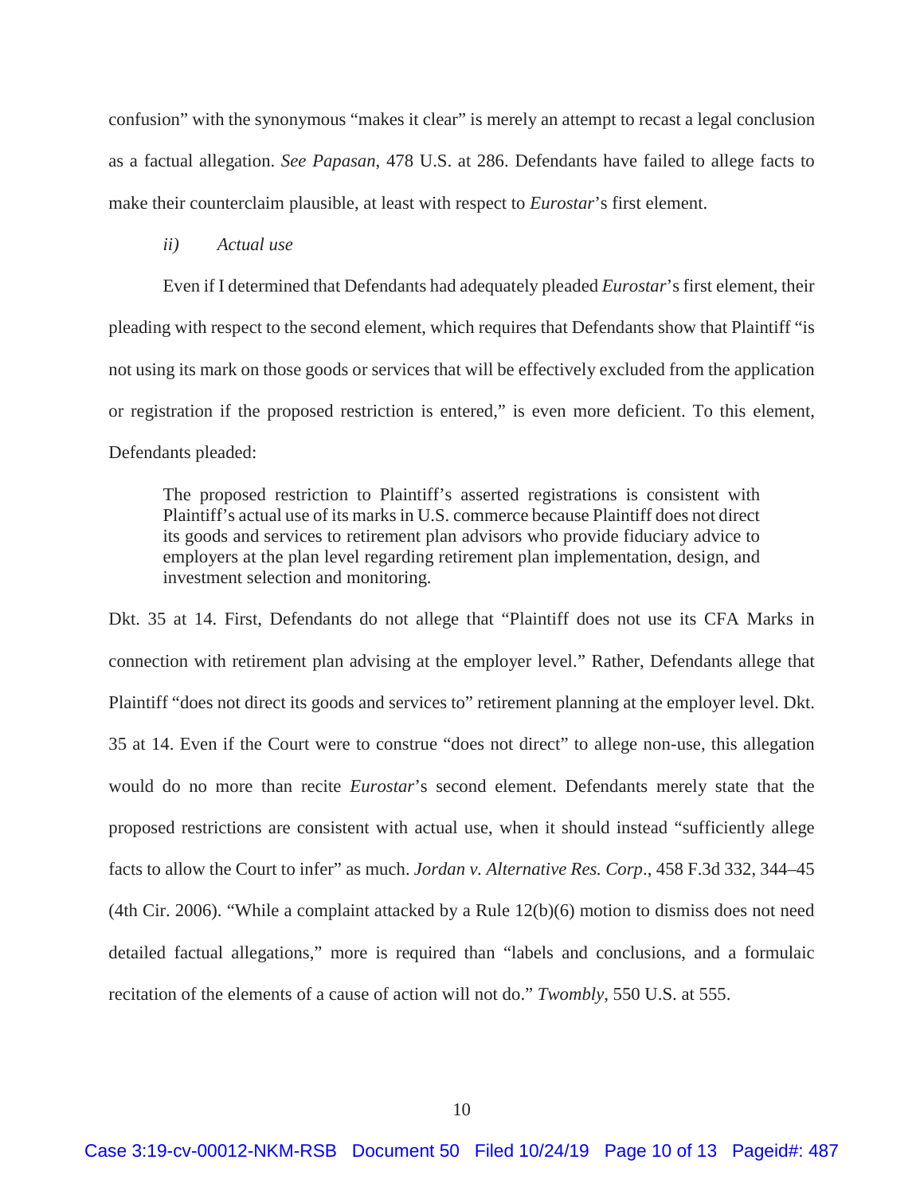confusion" with the synonymous "makes it clear" is merely an attempt to recast a legal conclusion as a factual allegation. *See Papasan*, 478 U.S. at 286. Defendants have failed to allege facts to make their counterclaim plausible, at least with respect to *Eurostar*'s first element.

*ii) Actual use*

Even if I determined that Defendants had adequately pleaded *Eurostar*'s first element, their pleading with respect to the second element, which requires that Defendants show that Plaintiff "is not using its mark on those goods or services that will be effectively excluded from the application or registration if the proposed restriction is entered," is even more deficient. To this element, Defendants pleaded:

> The proposed restriction to Plaintiff's asserted registrations is consistent with Plaintiff's actual use of its marks in U.S. commerce because Plaintiff does not direct its goods and services to retirement plan advisors who provide fiduciary advice to employers at the plan level regarding retirement plan implementation, design, and investment selection and monitoring.

Dkt. 35 at 14. First, Defendants do not allege that "Plaintiff does not use its CFA Marks in connection with retirement plan advising at the employer level." Rather, Defendants allege that Plaintiff "does not direct its goods and services to" retirement planning at the employer level. Dkt. 35 at 14. Even if the Court were to construe "does not direct" to allege non-use, this allegation would do no more than recite *Eurostar*'s second element. Defendants merely state that the proposed restrictions are consistent with actual use, when it should instead "sufficiently allege facts to allow the Court to infer" as much. *Jordan v. Alternative Res. Corp*., 458 F.3d 332, 344–45 (4th Cir. 2006). "While a complaint attacked by a Rule 12(b)(6) motion to dismiss does not need detailed factual allegations," more is required than "labels and conclusions, and a formulaic recitation of the elements of a cause of action will not do." *Twombly*, 550 U.S. at 555.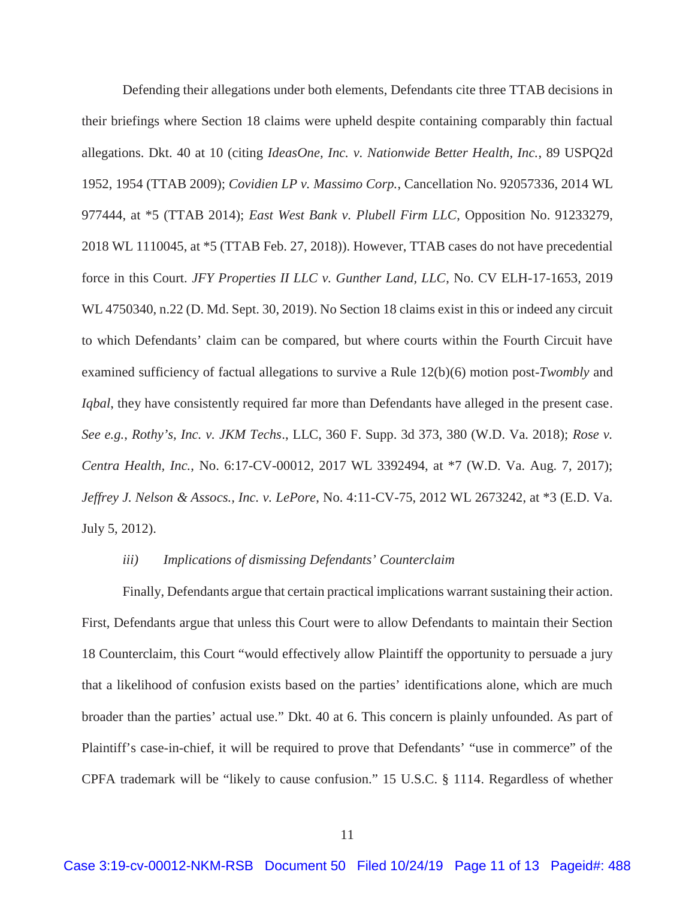Defending their allegations under both elements, Defendants cite three TTAB decisions in their briefings where Section 18 claims were upheld despite containing comparably thin factual allegations. Dkt. 40 at 10 (citing *IdeasOne, Inc. v. Nationwide Better Health, Inc.*, 89 USPQ2d 1952, 1954 (TTAB 2009); *Covidien LP v. Massimo Corp.*, Cancellation No. 92057336, 2014 WL 977444, at *5 (TTAB 2014); *East West Bank v. Plubell Firm LLC*, Opposition No. 91233279, 2018 WL 1110045, at *5 (TTAB Feb. 27, 2018)). However, TTAB cases do not have precedential force in this Court. *JFY Properties II LLC v. Gunther Land, LLC*, No. CV ELH-17-1653, 2019 WL 4750340, n.22 (D. Md. Sept. 30, 2019). No Section 18 claims exist in this or indeed any circuit to which Defendants' claim can be compared, but where courts within the Fourth Circuit have examined sufficiency of factual allegations to survive a Rule 12(b)(6) motion post-*Twombly* and *Iqbal*, they have consistently required far more than Defendants have alleged in the present case. *See e.g., Rothy's, Inc. v. JKM Techs*., LLC, 360 F. Supp. 3d 373, 380 (W.D. Va. 2018); *Rose v. Centra Health, Inc.*, No. 6:17-CV-00012, 2017 WL 3392494, at *7 (W.D. Va. Aug. 7, 2017); *Jeffrey J. Nelson & Assocs., Inc. v. LePore*, No. 4:11-CV-75, 2012 WL 2673242, at *3 (E.D. Va. July 5, 2012).

*iii) Implications of dismissing Defendants' Counterclaim*

Finally, Defendants argue that certain practical implications warrant sustaining their action. First, Defendants argue that unless this Court were to allow Defendants to maintain their Section 18 Counterclaim, this Court "would effectively allow Plaintiff the opportunity to persuade a jury that a likelihood of confusion exists based on the parties' identifications alone, which are much broader than the parties' actual use." Dkt. 40 at 6. This concern is plainly unfounded. As part of Plaintiff's case-in-chief, it will be required to prove that Defendants' "use in commerce" of the CPFA trademark will be "likely to cause confusion." 15 U.S.C. § 1114. Regardless of whether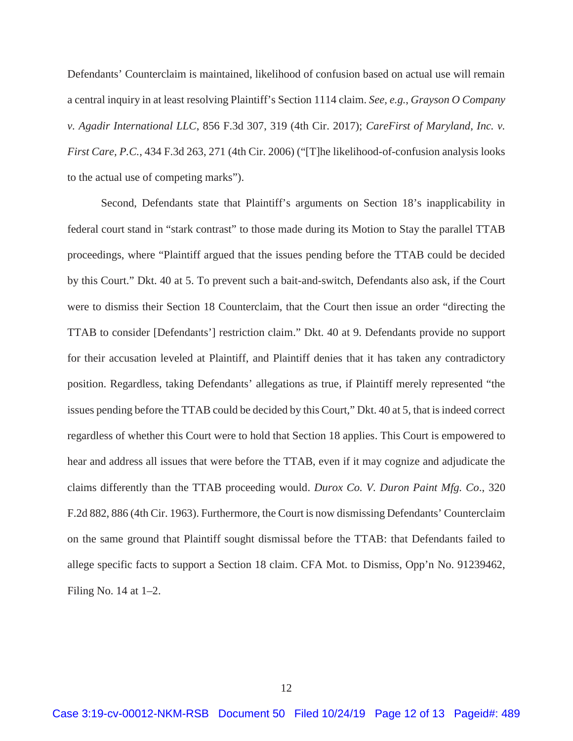Defendants' Counterclaim is maintained, likelihood of confusion based on actual use will remain a central inquiry in at least resolving Plaintiff's Section 1114 claim. *See, e.g.*, *Grayson O Company v. Agadir International LLC*, 856 F.3d 307, 319 (4th Cir. 2017); *CareFirst of Maryland, Inc. v. First Care, P.C.*, 434 F.3d 263, 271 (4th Cir. 2006) ("[T]he likelihood-of-confusion analysis looks to the actual use of competing marks").

Second, Defendants state that Plaintiff's arguments on Section 18's inapplicability in federal court stand in "stark contrast" to those made during its Motion to Stay the parallel TTAB proceedings, where "Plaintiff argued that the issues pending before the TTAB could be decided by this Court." Dkt. 40 at 5. To prevent such a bait-and-switch, Defendants also ask, if the Court were to dismiss their Section 18 Counterclaim, that the Court then issue an order "directing the TTAB to consider [Defendants'] restriction claim." Dkt. 40 at 9. Defendants provide no support for their accusation leveled at Plaintiff, and Plaintiff denies that it has taken any contradictory position. Regardless, taking Defendants' allegations as true, if Plaintiff merely represented "the issues pending before the TTAB could be decided by this Court," Dkt. 40 at 5, that is indeed correct regardless of whether this Court were to hold that Section 18 applies. This Court is empowered to hear and address all issues that were before the TTAB, even if it may cognize and adjudicate the claims differently than the TTAB proceeding would. *Durox Co. V. Duron Paint Mfg. Co*., 320 F.2d 882, 886 (4th Cir. 1963). Furthermore, the Court is now dismissing Defendants' Counterclaim on the same ground that Plaintiff sought dismissal before the TTAB: that Defendants failed to allege specific facts to support a Section 18 claim. CFA Mot. to Dismiss, Opp'n No. 91239462, Filing No. 14 at 1–2.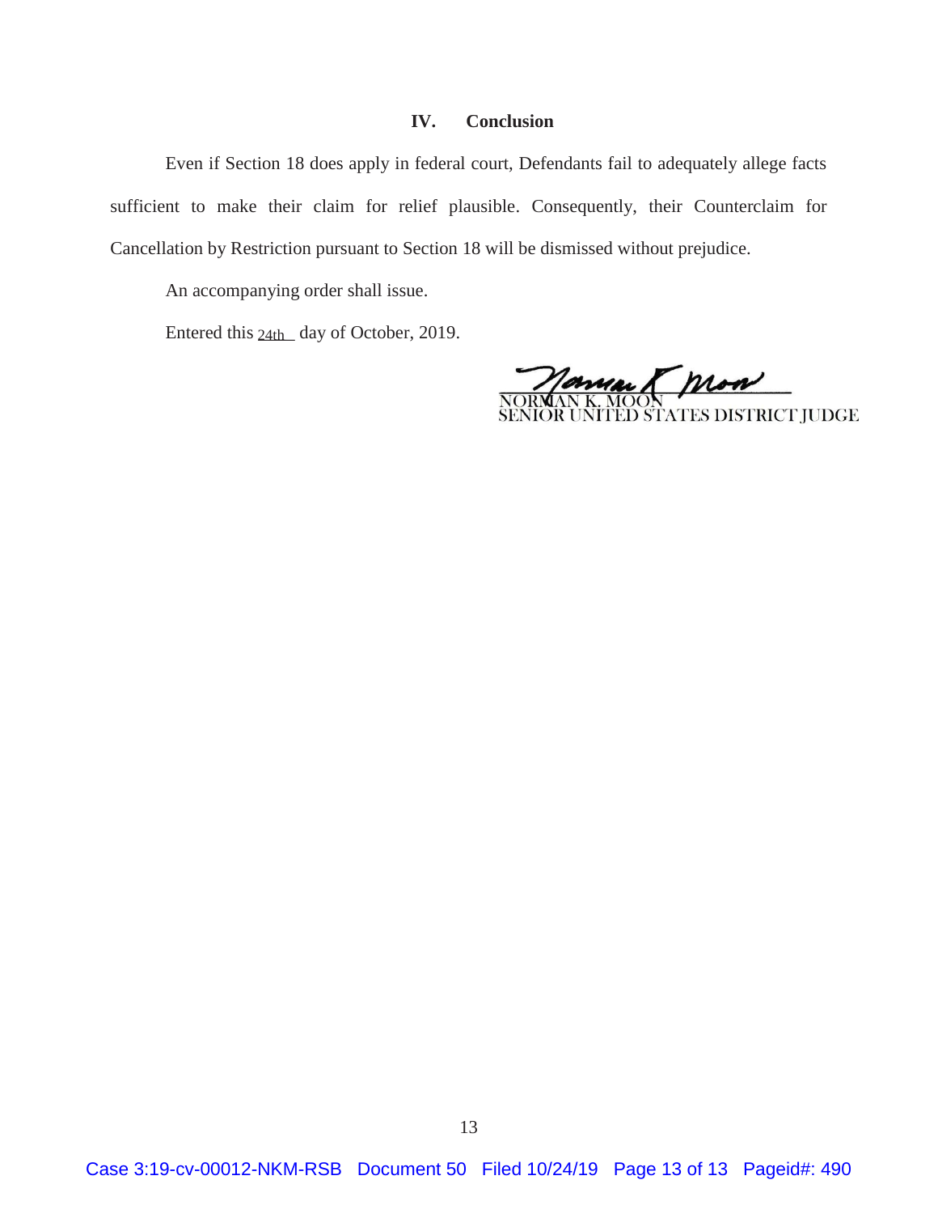## IV. Conclusion

Even if Section 18 does apply in federal court, Defendants fail to adequately allege facts sufficient to make their claim for relief plausible. Consequently, their Counterclaim for Cancellation by Restriction pursuant to Section 18 will be dismissed without prejudice.

An accompanying order shall issue.

Entered this 24th day of October, 2019.

NORMAN K. MOON
SENIOR UNITED STATES DISTRICT JUDGE